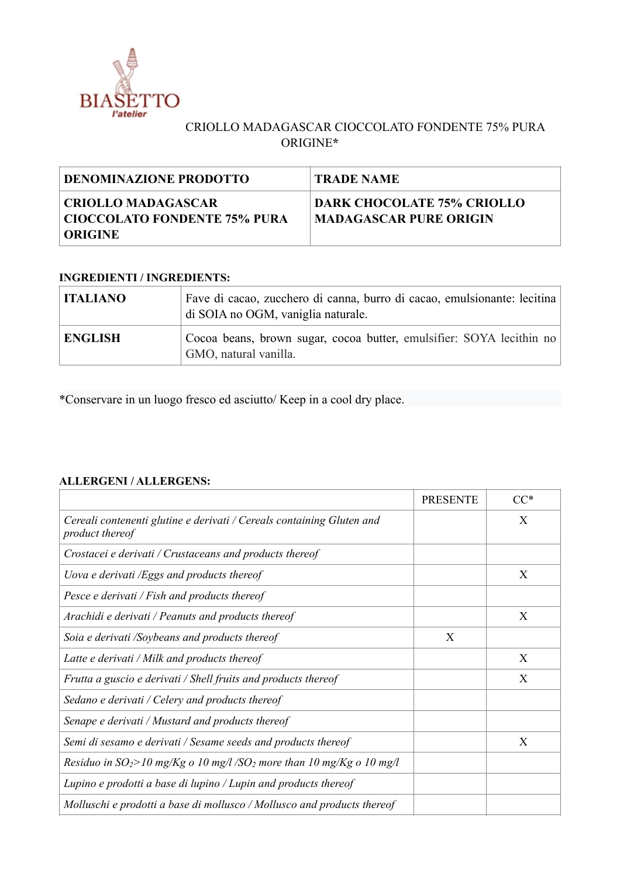BIASETTO
l'atelier

# CRIOLLO MADAGASCAR CIOCCOLATO FONDENTE 75% PURA ORIGINE*

| **DENOMINAZIONE PRODOTTO** | **TRADE NAME** |
|---|---|
| **CRIOLLO MADAGASCAR CIOCCOLATO FONDENTE 75% PURA ORIGINE** | **DARK CHOCOLATE 75% CRIOLLO MADAGASCAR PURE ORIGIN** |

**INGREDIENTI / INGREDIENTS:**

| | |
|---|---|
| **ITALIANO** | Fave di cacao, zucchero di canna, burro di cacao, emulsionante: lecitina di SOIA no OGM, vaniglia naturale. |
| **ENGLISH** | Cocoa beans, brown sugar, cocoa butter, emulsifier: SOYA lecithin no GMO, natural vanilla. |

*Conservare in un luogo fresco ed asciutto/ Keep in a cool dry place.

**ALLERGENI / ALLERGENS:**

| | PRESENTE | CC* |
|---|---|---|
| *Cereali contenenti glutine e derivati / Cereals containing Gluten and product thereof* | | X |
| *Crostacei e derivati / Crustaceans and products thereof* | | |
| *Uova e derivati /Eggs and products thereof* | | X |
| *Pesce e derivati / Fish and products thereof* | | |
| *Arachidi e derivati / Peanuts and products thereof* | | X |
| *Soia e derivati /Soybeans and products thereof* | X | |
| *Latte e derivati / Milk and products thereof* | | X |
| *Frutta a guscio e derivati / Shell fruits and products thereof* | | X |
| *Sedano e derivati / Celery and products thereof* | | |
| *Senape e derivati / Mustard and products thereof* | | |
| *Semi di sesamo e derivati / Sesame seeds and products thereof* | | X |
| *Residuo in $SO_2$>10 mg/Kg o 10 mg/l /$SO_2$ more than 10 mg/Kg o 10 mg/l* | | |
| *Lupino e prodotti a base di lupino / Lupin and products thereof* | | |
| *Molluschi e prodotti a base di mollusco / Mollusco and products thereof* | | |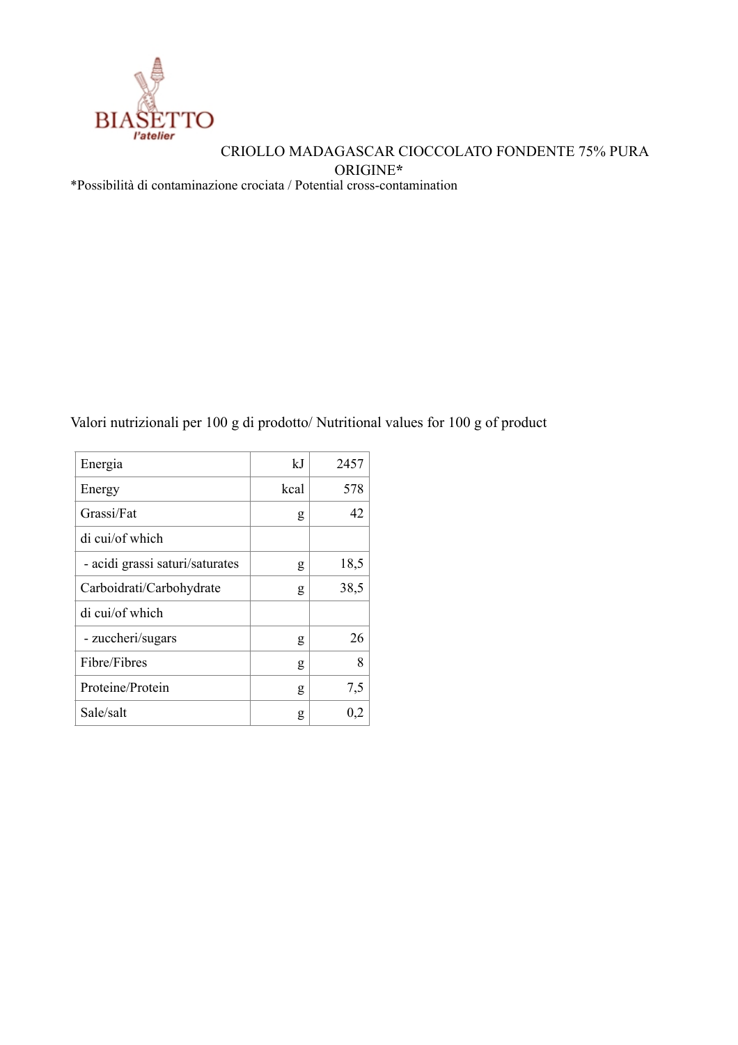BIASETTO
l'atelier

# CRIOLLO MADAGASCAR CIOCCOLATO FONDENTE 75% PURA ORIGINE*

*Possibilità di contaminazione crociata / Potential cross-contamination

Valori nutrizionali per 100 g di prodotto/ Nutritional values for 100 g of product

| | | |
|---|---|---|
| Energia | kJ | 2457 |
| Energy | kcal | 578 |
| Grassi/Fat | g | 42 |
| di cui/of which | | |
| - acidi grassi saturi/saturates | g | 18,5 |
| Carboidrati/Carbohydrate | g | 38,5 |
| di cui/of which | | |
| - zuccheri/sugars | g | 26 |
| Fibre/Fibres | g | 8 |
| Proteine/Protein | g | 7,5 |
| Sale/salt | g | 0,2 |